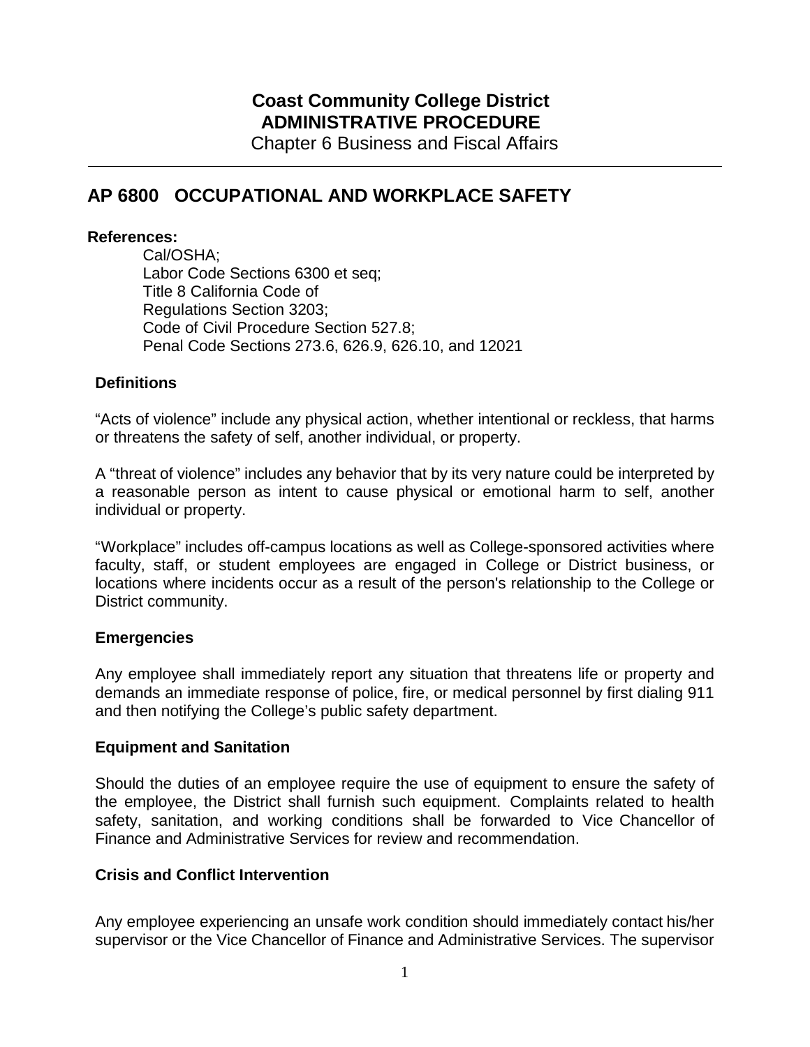**Coast Community College District**
**ADMINISTRATIVE PROCEDURE**
Chapter 6 Business and Fiscal Affairs

# AP 6800 OCCUPATIONAL AND WORKPLACE SAFETY

**References:**

Cal/OSHA;
Labor Code Sections 6300 et seq;
Title 8 California Code of
Regulations Section 3203;
Code of Civil Procedure Section 527.8;
Penal Code Sections 273.6, 626.9, 626.10, and 12021

## Definitions

"Acts of violence" include any physical action, whether intentional or reckless, that harms or threatens the safety of self, another individual, or property.

A "threat of violence" includes any behavior that by its very nature could be interpreted by a reasonable person as intent to cause physical or emotional harm to self, another individual or property.

"Workplace" includes off-campus locations as well as College-sponsored activities where faculty, staff, or student employees are engaged in College or District business, or locations where incidents occur as a result of the person's relationship to the College or District community.

## Emergencies

Any employee shall immediately report any situation that threatens life or property and demands an immediate response of police, fire, or medical personnel by first dialing 911 and then notifying the College's public safety department.

## Equipment and Sanitation

Should the duties of an employee require the use of equipment to ensure the safety of the employee, the District shall furnish such equipment. Complaints related to health safety, sanitation, and working conditions shall be forwarded to Vice Chancellor of Finance and Administrative Services for review and recommendation.

## Crisis and Conflict Intervention

Any employee experiencing an unsafe work condition should immediately contact his/her supervisor or the Vice Chancellor of Finance and Administrative Services. The supervisor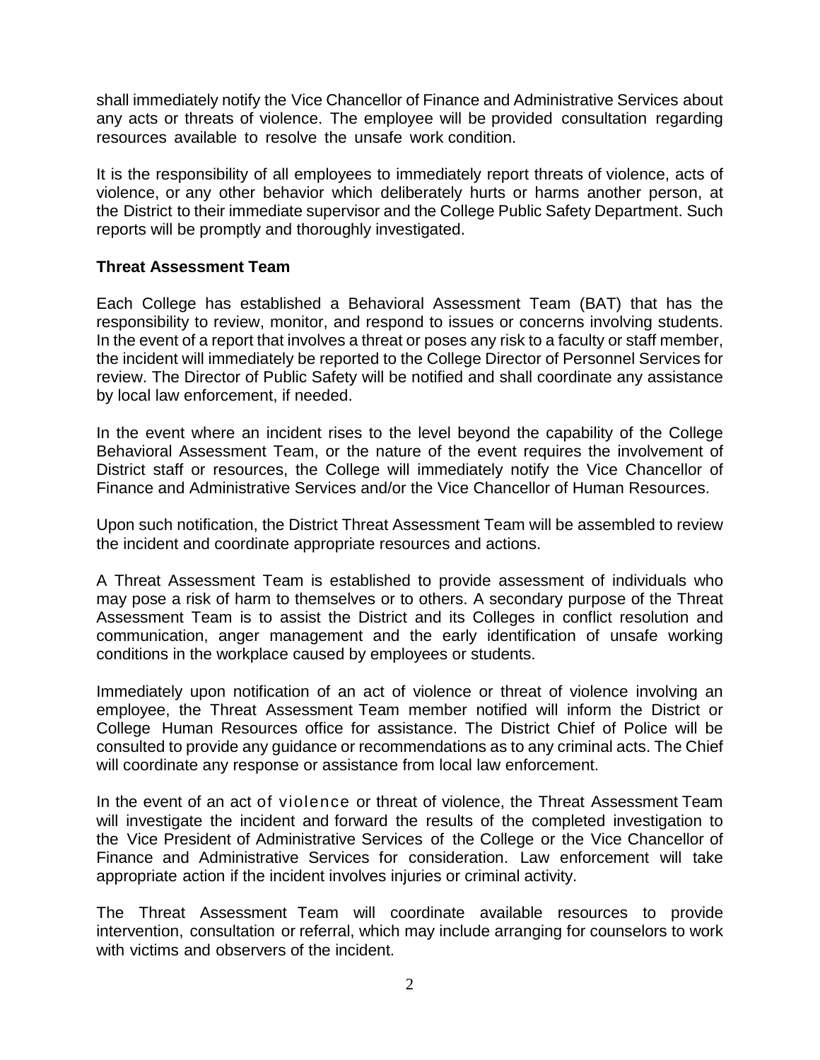shall immediately notify the Vice Chancellor of Finance and Administrative Services about any acts or threats of violence. The employee will be provided consultation regarding resources available to resolve the unsafe work condition.

It is the responsibility of all employees to immediately report threats of violence, acts of violence, or any other behavior which deliberately hurts or harms another person, at the District to their immediate supervisor and the College Public Safety Department. Such reports will be promptly and thoroughly investigated.

### Threat Assessment Team

Each College has established a Behavioral Assessment Team (BAT) that has the responsibility to review, monitor, and respond to issues or concerns involving students. In the event of a report that involves a threat or poses any risk to a faculty or staff member, the incident will immediately be reported to the College Director of Personnel Services for review. The Director of Public Safety will be notified and shall coordinate any assistance by local law enforcement, if needed.

In the event where an incident rises to the level beyond the capability of the College Behavioral Assessment Team, or the nature of the event requires the involvement of District staff or resources, the College will immediately notify the Vice Chancellor of Finance and Administrative Services and/or the Vice Chancellor of Human Resources.

Upon such notification, the District Threat Assessment Team will be assembled to review the incident and coordinate appropriate resources and actions.

A Threat Assessment Team is established to provide assessment of individuals who may pose a risk of harm to themselves or to others. A secondary purpose of the Threat Assessment Team is to assist the District and its Colleges in conflict resolution and communication, anger management and the early identification of unsafe working conditions in the workplace caused by employees or students.

Immediately upon notification of an act of violence or threat of violence involving an employee, the Threat Assessment Team member notified will inform the District or College Human Resources office for assistance. The District Chief of Police will be consulted to provide any guidance or recommendations as to any criminal acts. The Chief will coordinate any response or assistance from local law enforcement.

In the event of an act of violence or threat of violence, the Threat Assessment Team will investigate the incident and forward the results of the completed investigation to the Vice President of Administrative Services of the College or the Vice Chancellor of Finance and Administrative Services for consideration. Law enforcement will take appropriate action if the incident involves injuries or criminal activity.

The Threat Assessment Team will coordinate available resources to provide intervention, consultation or referral, which may include arranging for counselors to work with victims and observers of the incident.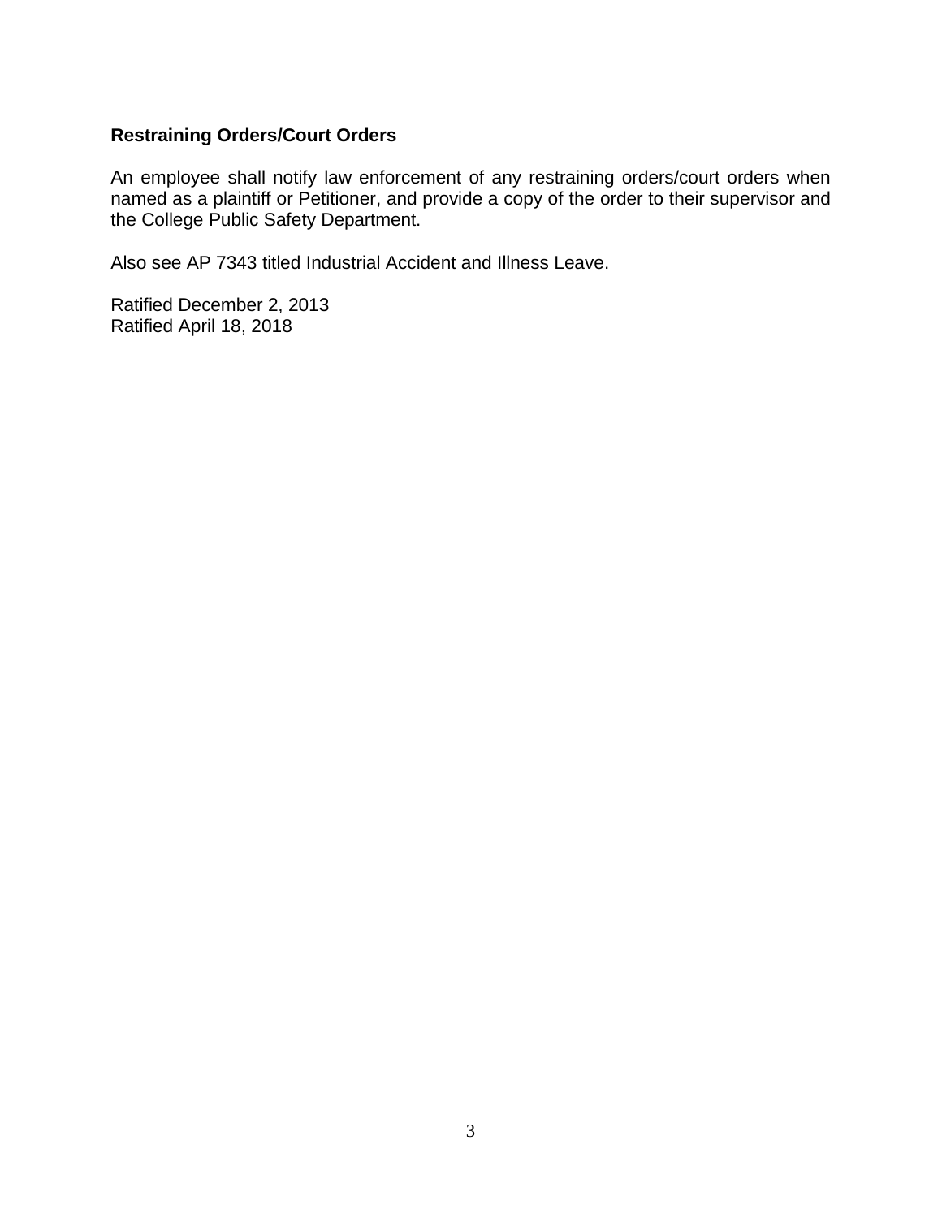**Restraining Orders/Court Orders**

An employee shall notify law enforcement of any restraining orders/court orders when named as a plaintiff or Petitioner, and provide a copy of the order to their supervisor and the College Public Safety Department.

Also see AP 7343 titled Industrial Accident and Illness Leave.

Ratified December 2, 2013
Ratified April 18, 2018